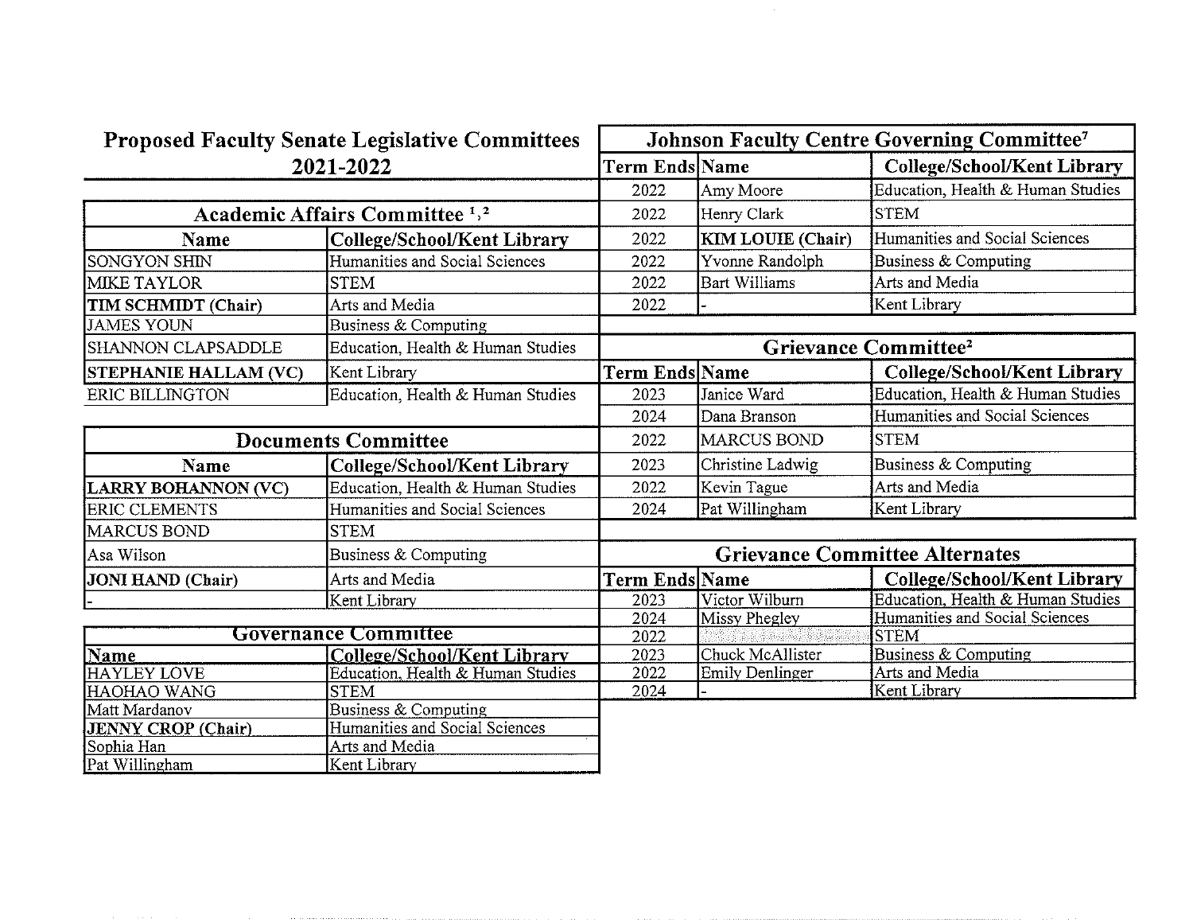# Proposed Faculty Senate Legislative Committees 2021-2022

## Academic Affairs Committee [1,2]

| Name | College/School/Kent Library |
|---|---|
| SONGYON SHIN | Humanities and Social Sciences |
| MIKE TAYLOR | STEM |
| **TIM SCHMIDT (Chair)** | Arts and Media |
| JAMES YOUN | Business & Computing |
| SHANNON CLAPSADDLE | Education, Health & Human Studies |
| **STEPHANIE HALLAM (VC)** | Kent Library |
| ERIC BILLINGTON | Education, Health & Human Studies |

## Documents Committee

| Name | College/School/Kent Library |
|---|---|
| **LARRY BOHANNON (VC)** | Education, Health & Human Studies |
| ERIC CLEMENTS | Humanities and Social Sciences |
| MARCUS BOND | STEM |
| Asa Wilson | Business & Computing |
| **JONI HAND (Chair)** | Arts and Media |
| - | Kent Library |

## Governance Committee

| Name | College/School/Kent Library |
|---|---|
| HAYLEY LOVE | Education, Health & Human Studies |
| HAOHAO WANG | STEM |
| Matt Mardanov | Business & Computing |
| **JENNY CROP (Chair)** | Humanities and Social Sciences |
| Sophia Han | Arts and Media |
| Pat Willingham | Kent Library |

## Johnson Faculty Centre Governing Committee[7]

| Term Ends | Name | College/School/Kent Library |
|---|---|---|
| 2022 | Amy Moore | Education, Health & Human Studies |
| 2022 | Henry Clark | STEM |
| 2022 | **KIM LOUIE (Chair)** | Humanities and Social Sciences |
| 2022 | Yvonne Randolph | Business & Computing |
| 2022 | Bart Williams | Arts and Media |
| 2022 | - | Kent Library |

## Grievance Committee[2]

| Term Ends | Name | College/School/Kent Library |
|---|---|---|
| 2023 | Janice Ward | Education, Health & Human Studies |
| 2024 | Dana Branson | Humanities and Social Sciences |
| 2022 | MARCUS BOND | STEM |
| 2023 | Christine Ladwig | Business & Computing |
| 2022 | Kevin Tague | Arts and Media |
| 2024 | Pat Willingham | Kent Library |

## Grievance Committee Alternates

| Term Ends | Name | College/School/Kent Library |
|---|---|---|
| 2023 | Victor Wilburn | Education, Health & Human Studies |
| 2024 | Missy Phegley | Humanities and Social Sciences |
| 2022 | | STEM |
| 2023 | Chuck McAllister | Business & Computing |
| 2022 | Emily Denlinger | Arts and Media |
| 2024 | - | Kent Library |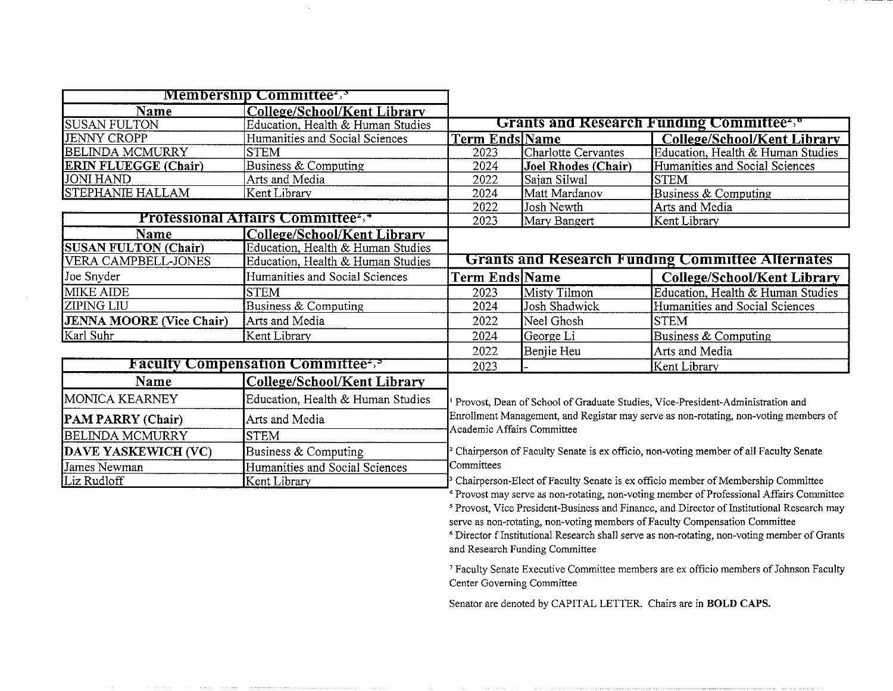### Membership Committee[2,3]

| Name | College/School/Kent Library |
|---|---|
| SUSAN FULTON | Education, Health & Human Studies |
| JENNY CROPP | Humanities and Social Sciences |
| BELINDA MCMURRY | STEM |
| **ERIN FLUEGGE (Chair)** | Business & Computing |
| JONI HAND | Arts and Media |
| STEPHANIE HALLAM | Kent Library |

### Professional Affairs Committee[2,4]

| Name | College/School/Kent Library |
|---|---|
| **SUSAN FULTON (Chair)** | Education, Health & Human Studies |
| VERA CAMPBELL-JONES | Education, Health & Human Studies |
| Joe Snyder | Humanities and Social Sciences |
| MIKE AIDE | STEM |
| ZIPING LIU | Business & Computing |
| **JENNA MOORE (Vice Chair)** | Arts and Media |
| Karl Suhr | Kent Library |

### Faculty Compensation Committee[2,5]

| Name | College/School/Kent Library |
|---|---|
| MONICA KEARNEY | Education, Health & Human Studies |
| **PAM PARRY (Chair)** | Arts and Media |
| BELINDA MCMURRY | STEM |
| **DAVE YASKEWICH (VC)** | Business & Computing |
| James Newman | Humanities and Social Sciences |
| Liz Rudloff | Kent Library |

### Grants and Research Funding Committee[2,6]

| Term Ends | Name | College/School/Kent Library |
|---|---|---|
| 2023 | Charlotte Cervantes | Education, Health & Human Studies |
| 2024 | **Joel Rhodes (Chair)** | Humanities and Social Sciences |
| 2022 | Sajan Silwal | STEM |
| 2024 | Matt Mardanov | Business & Computing |
| 2022 | Josh Newth | Arts and Media |
| 2023 | Mary Bangert | Kent Library |

### Grants and Research Funding Committee Alternates

| Term Ends | Name | College/School/Kent Library |
|---|---|---|
| 2023 | Misty Tilmon | Education, Health & Human Studies |
| 2024 | Josh Shadwick | Humanities and Social Sciences |
| 2022 | Neel Ghosh | STEM |
| 2024 | George Li | Business & Computing |
| 2022 | Benjie Heu | Arts and Media |
| 2023 | - | Kent Library |

[1] Provost, Dean of School of Graduate Studies, Vice-President-Administration and Enrollment Management, and Registar may serve as non-rotating, non-voting members of Academic Affairs Committee

[2] Chairperson of Faculty Senate is ex officio, non-voting member of all Faculty Senate Committees

[3] Chairperson-Elect of Faculty Senate is ex officio member of Membership Committee

[4] Provost may serve as non-rotating, non-voting member of Professional Affairs Committee

[5] Provost, Vice President-Business and Finance, and Director of Institutional Research may serve as non-rotating, non-voting members of Faculty Compensation Committee

[6] Director f Institutional Research shall serve as non-rotating, non-voting member of Grants and Research Funding Committee

[7] Faculty Senate Executive Committee members are ex officio members of Johnson Faculty Center Governing Committee

Senator are denoted by CAPITAL LETTER. Chairs are in **BOLD CAPS.**